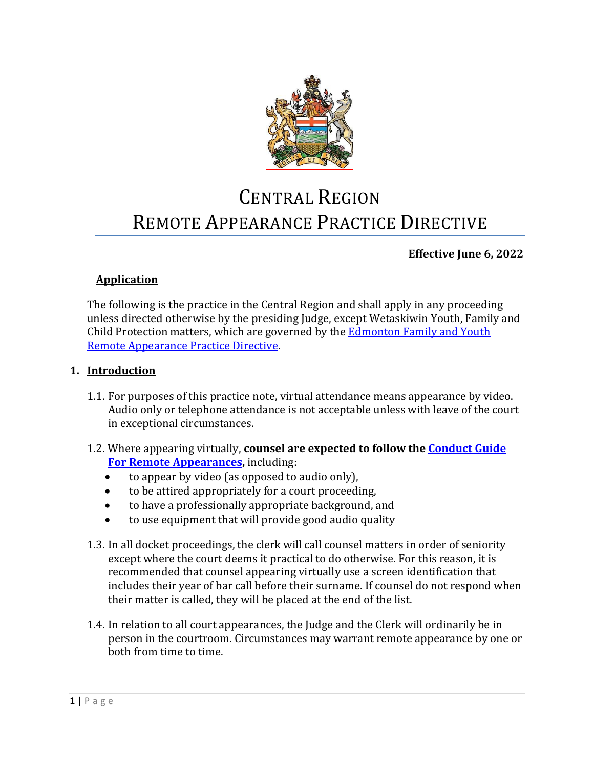# Central Region Remote Appearance Practice Directive

**Effective June 6, 2022**

## Application

The following is the practice in the Central Region and shall apply in any proceeding unless directed otherwise by the presiding Judge, except Wetaskiwin Youth, Family and Child Protection matters, which are governed by the Edmonton Family and Youth Remote Appearance Practice Directive.

## 1. Introduction

1.1. For purposes of this practice note, virtual attendance means appearance by video. Audio only or telephone attendance is not acceptable unless with leave of the court in exceptional circumstances.

1.2. Where appearing virtually, **counsel are expected to follow the Conduct Guide For Remote Appearances,** including:

- to appear by video (as opposed to audio only),
- to be attired appropriately for a court proceeding,
- to have a professionally appropriate background, and
- to use equipment that will provide good audio quality

1.3. In all docket proceedings, the clerk will call counsel matters in order of seniority except where the court deems it practical to do otherwise. For this reason, it is recommended that counsel appearing virtually use a screen identification that includes their year of bar call before their surname. If counsel do not respond when their matter is called, they will be placed at the end of the list.

1.4. In relation to all court appearances, the Judge and the Clerk will ordinarily be in person in the courtroom. Circumstances may warrant remote appearance by one or both from time to time.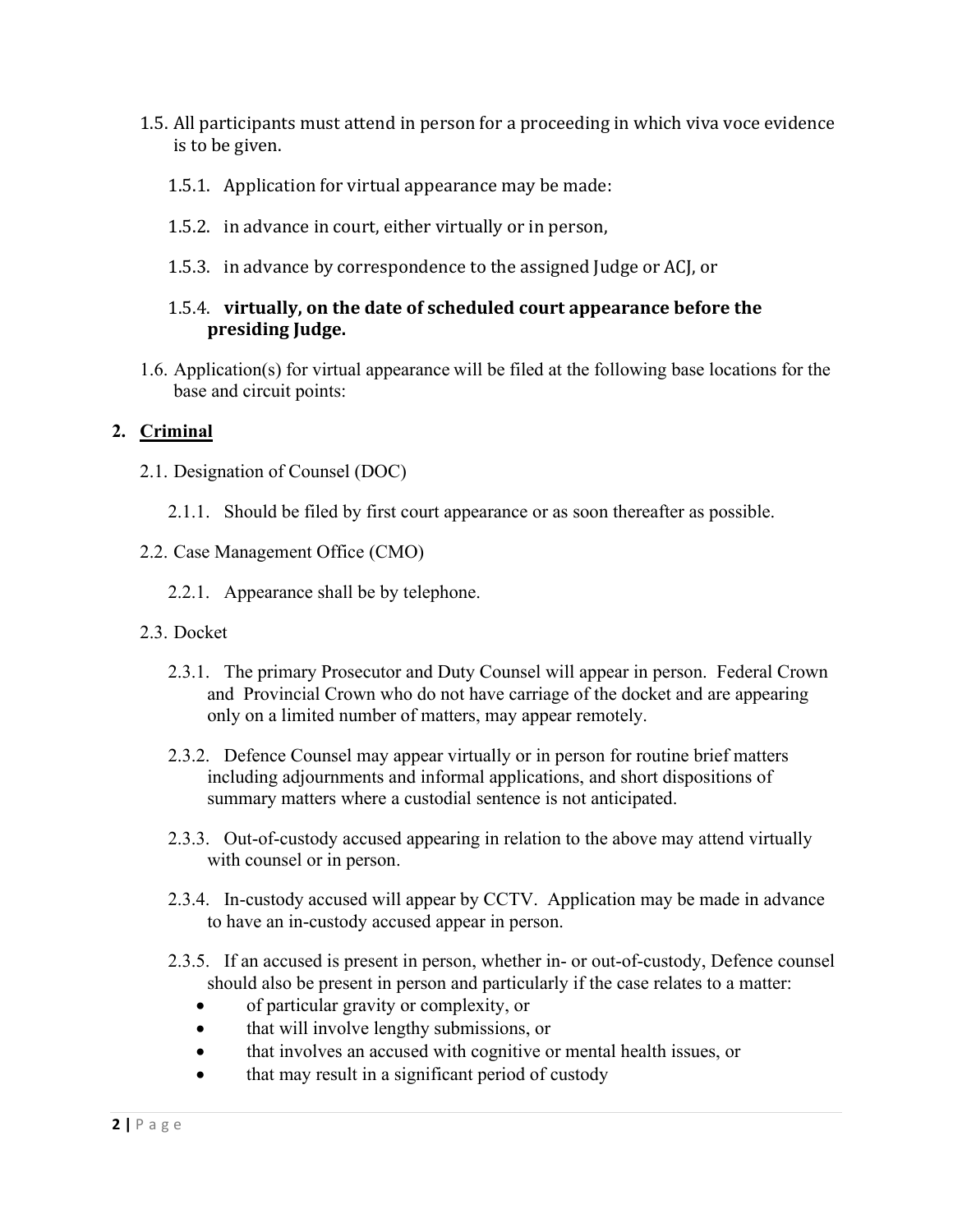1.5. All participants must attend in person for a proceeding in which viva voce evidence is to be given.

1.5.1. Application for virtual appearance may be made:

1.5.2. in advance in court, either virtually or in person,

1.5.3. in advance by correspondence to the assigned Judge or ACJ, or

1.5.4. **virtually, on the date of scheduled court appearance before the presiding Judge.**

1.6. Application(s) for virtual appearance will be filed at the following base locations for the base and circuit points:

## 2. Criminal

2.1. Designation of Counsel (DOC)

2.1.1. Should be filed by first court appearance or as soon thereafter as possible.

2.2. Case Management Office (CMO)

2.2.1. Appearance shall be by telephone.

2.3. Docket

2.3.1. The primary Prosecutor and Duty Counsel will appear in person. Federal Crown and Provincial Crown who do not have carriage of the docket and are appearing only on a limited number of matters, may appear remotely.

2.3.2. Defence Counsel may appear virtually or in person for routine brief matters including adjournments and informal applications, and short dispositions of summary matters where a custodial sentence is not anticipated.

2.3.3. Out-of-custody accused appearing in relation to the above may attend virtually with counsel or in person.

2.3.4. In-custody accused will appear by CCTV. Application may be made in advance to have an in-custody accused appear in person.

2.3.5. If an accused is present in person, whether in- or out-of-custody, Defence counsel should also be present in person and particularly if the case relates to a matter:

- of particular gravity or complexity, or
- that will involve lengthy submissions, or
- that involves an accused with cognitive or mental health issues, or
- that may result in a significant period of custody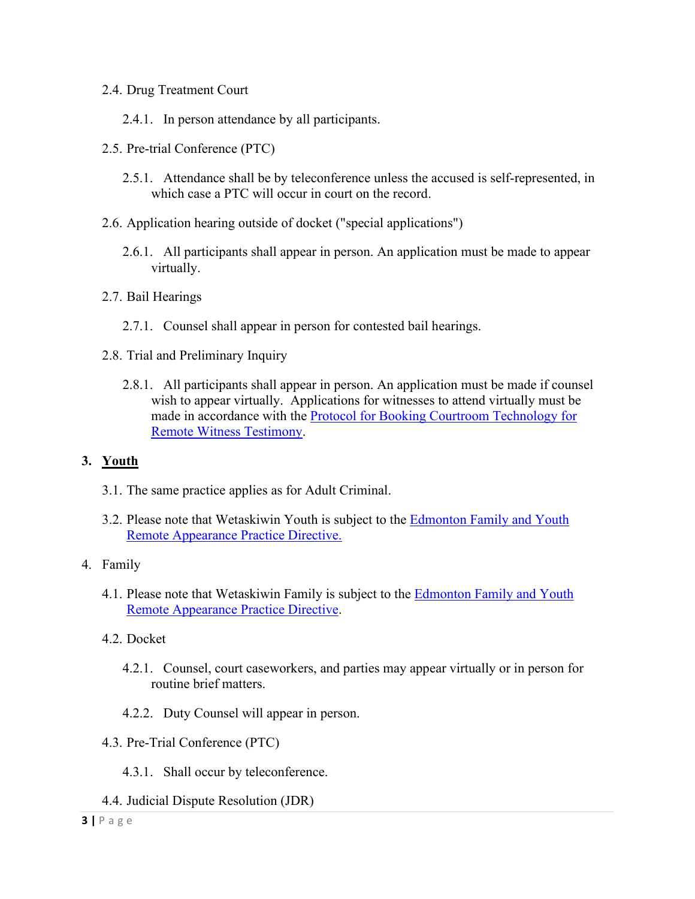2.4. Drug Treatment Court

2.4.1. In person attendance by all participants.

2.5. Pre-trial Conference (PTC)

2.5.1. Attendance shall be by teleconference unless the accused is self-represented, in which case a PTC will occur in court on the record.

2.6. Application hearing outside of docket ("special applications")

2.6.1. All participants shall appear in person. An application must be made to appear virtually.

2.7. Bail Hearings

2.7.1. Counsel shall appear in person for contested bail hearings.

2.8. Trial and Preliminary Inquiry

2.8.1. All participants shall appear in person. An application must be made if counsel wish to appear virtually. Applications for witnesses to attend virtually must be made in accordance with the Protocol for Booking Courtroom Technology for Remote Witness Testimony.

## 3. **Youth**

3.1. The same practice applies as for Adult Criminal.

3.2. Please note that Wetaskiwin Youth is subject to the Edmonton Family and Youth Remote Appearance Practice Directive.

## 4. Family

4.1. Please note that Wetaskiwin Family is subject to the Edmonton Family and Youth Remote Appearance Practice Directive.

4.2. Docket

4.2.1. Counsel, court caseworkers, and parties may appear virtually or in person for routine brief matters.

4.2.2. Duty Counsel will appear in person.

4.3. Pre-Trial Conference (PTC)

4.3.1. Shall occur by teleconference.

4.4. Judicial Dispute Resolution (JDR)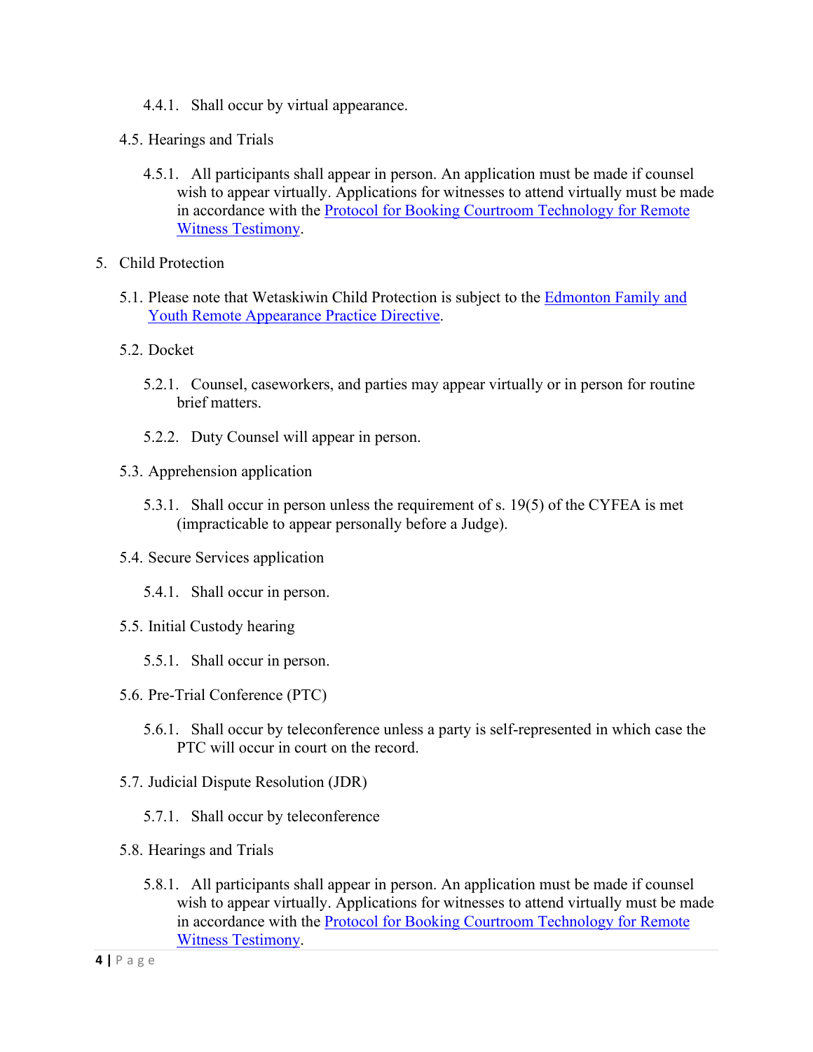4.4.1. Shall occur by virtual appearance.

4.5. Hearings and Trials

4.5.1. All participants shall appear in person. An application must be made if counsel wish to appear virtually. Applications for witnesses to attend virtually must be made in accordance with the Protocol for Booking Courtroom Technology for Remote Witness Testimony.

5. Child Protection

5.1. Please note that Wetaskiwin Child Protection is subject to the Edmonton Family and Youth Remote Appearance Practice Directive.

5.2. Docket

5.2.1. Counsel, caseworkers, and parties may appear virtually or in person for routine brief matters.

5.2.2. Duty Counsel will appear in person.

5.3. Apprehension application

5.3.1. Shall occur in person unless the requirement of s. 19(5) of the CYFEA is met (impracticable to appear personally before a Judge).

5.4. Secure Services application

5.4.1. Shall occur in person.

5.5. Initial Custody hearing

5.5.1. Shall occur in person.

5.6. Pre-Trial Conference (PTC)

5.6.1. Shall occur by teleconference unless a party is self-represented in which case the PTC will occur in court on the record.

5.7. Judicial Dispute Resolution (JDR)

5.7.1. Shall occur by teleconference

5.8. Hearings and Trials

5.8.1. All participants shall appear in person. An application must be made if counsel wish to appear virtually. Applications for witnesses to attend virtually must be made in accordance with the Protocol for Booking Courtroom Technology for Remote Witness Testimony.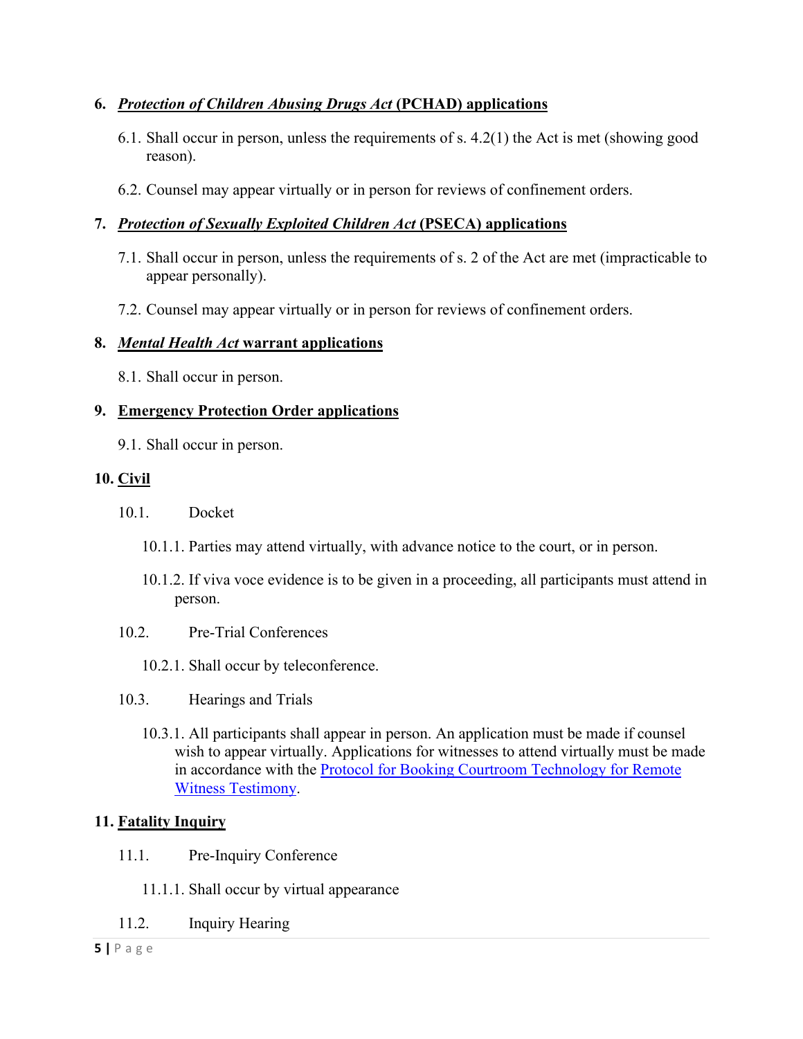## 6. ***Protection of Children Abusing Drugs Act* (PCHAD) applications**

6.1. Shall occur in person, unless the requirements of s. 4.2(1) the Act is met (showing good reason).

6.2. Counsel may appear virtually or in person for reviews of confinement orders.

## 7. ***Protection of Sexually Exploited Children Act* (PSECA) applications**

7.1. Shall occur in person, unless the requirements of s. 2 of the Act are met (impracticable to appear personally).

7.2. Counsel may appear virtually or in person for reviews of confinement orders.

## 8. ***Mental Health Act* warrant applications**

8.1. Shall occur in person.

## 9. **Emergency Protection Order applications**

9.1. Shall occur in person.

## 10. **Civil**

10.1. Docket

10.1.1. Parties may attend virtually, with advance notice to the court, or in person.

10.1.2. If viva voce evidence is to be given in a proceeding, all participants must attend in person.

10.2. Pre-Trial Conferences

10.2.1. Shall occur by teleconference.

10.3. Hearings and Trials

10.3.1. All participants shall appear in person. An application must be made if counsel wish to appear virtually. Applications for witnesses to attend virtually must be made in accordance with the Protocol for Booking Courtroom Technology for Remote Witness Testimony.

## 11. **Fatality Inquiry**

11.1. Pre-Inquiry Conference

11.1.1. Shall occur by virtual appearance

11.2. Inquiry Hearing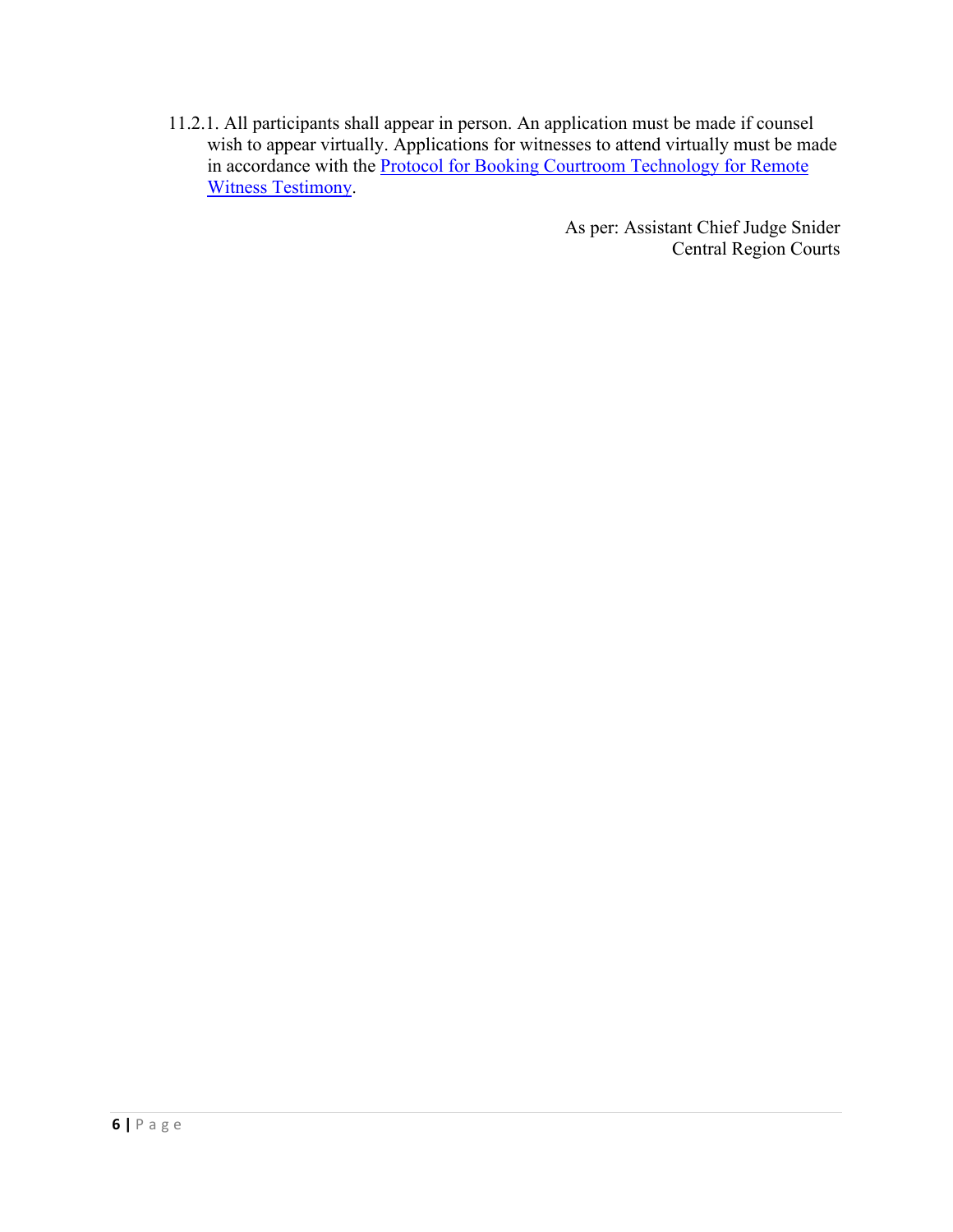11.2.1. All participants shall appear in person. An application must be made if counsel wish to appear virtually. Applications for witnesses to attend virtually must be made in accordance with the Protocol for Booking Courtroom Technology for Remote Witness Testimony.

As per: Assistant Chief Judge Snider
Central Region Courts